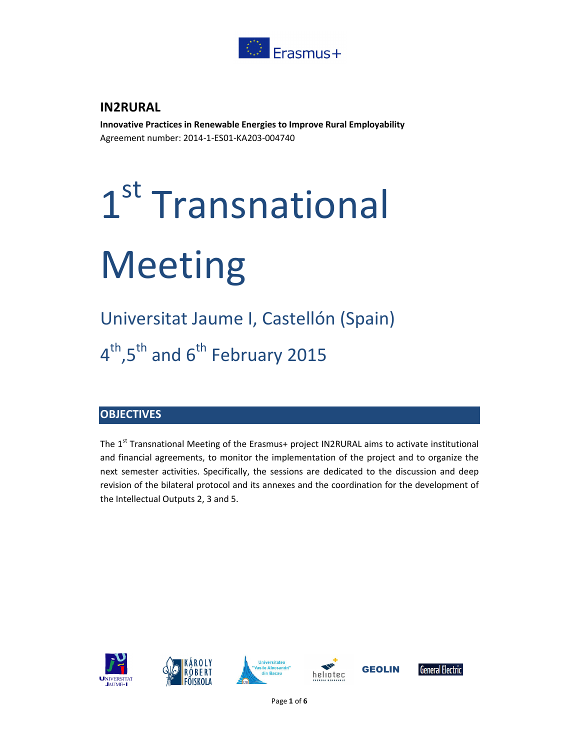Erasmus+

**IN2RURAL**

**Innovative Practices in Renewable Energies to Improve Rural Employability**

Agreement number: 2014-1-ES01-KA203-004740

# 1st Transnational Meeting

## Universitat Jaume I, Castellón (Spain)

## 4th,5th and 6th February 2015

## OBJECTIVES

The 1st Transnational Meeting of the Erasmus+ project IN2RURAL aims to activate institutional and financial agreements, to monitor the implementation of the project and to organize the next semester activities. Specifically, the sessions are dedicated to the discussion and deep revision of the bilateral protocol and its annexes and the coordination for the development of the Intellectual Outputs 2, 3 and 5.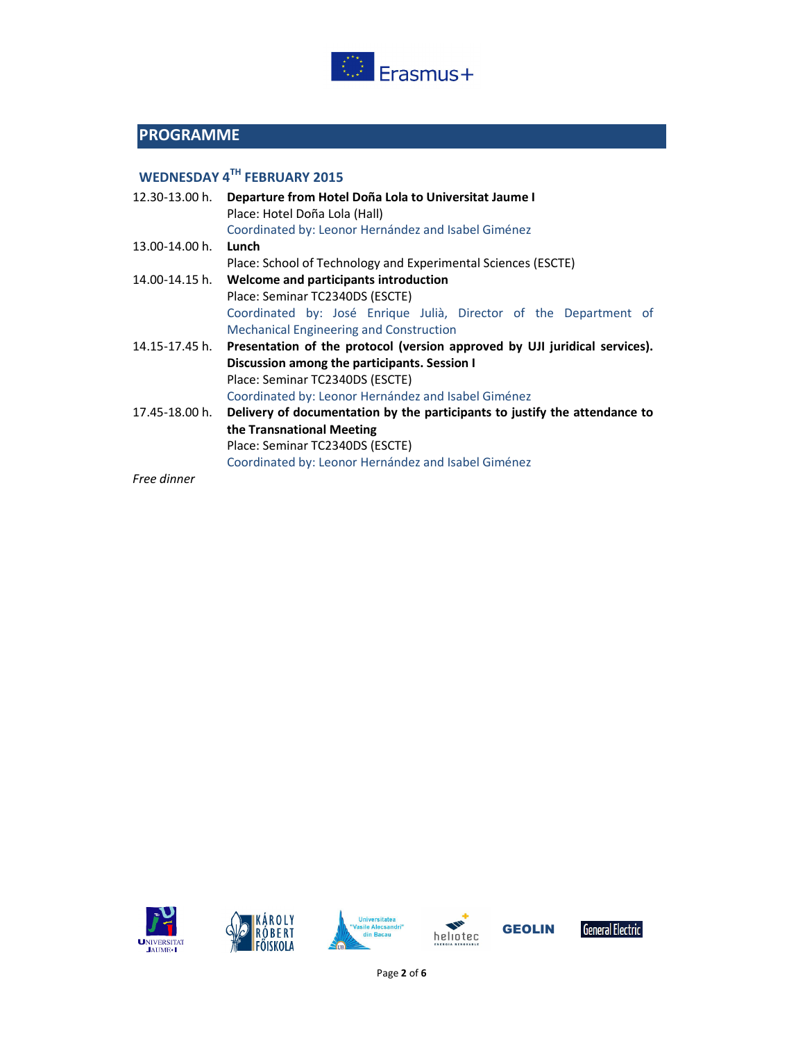## PROGRAMME

### WEDNESDAY 4TH FEBRUARY 2015

12.30-13.00 h. **Departure from Hotel Doña Lola to Universitat Jaume I**
Place: Hotel Doña Lola (Hall)
Coordinated by: Leonor Hernández and Isabel Giménez

13.00-14.00 h. **Lunch**
Place: School of Technology and Experimental Sciences (ESCTE)

14.00-14.15 h. **Welcome and participants introduction**
Place: Seminar TC2340DS (ESCTE)
Coordinated by: José Enrique Julià, Director of the Department of Mechanical Engineering and Construction

14.15-17.45 h. **Presentation of the protocol (version approved by UJI juridical services). Discussion among the participants. Session I**
Place: Seminar TC2340DS (ESCTE)
Coordinated by: Leonor Hernández and Isabel Giménez

17.45-18.00 h. **Delivery of documentation by the participants to justify the attendance to the Transnational Meeting**
Place: Seminar TC2340DS (ESCTE)
Coordinated by: Leonor Hernández and Isabel Giménez

*Free dinner*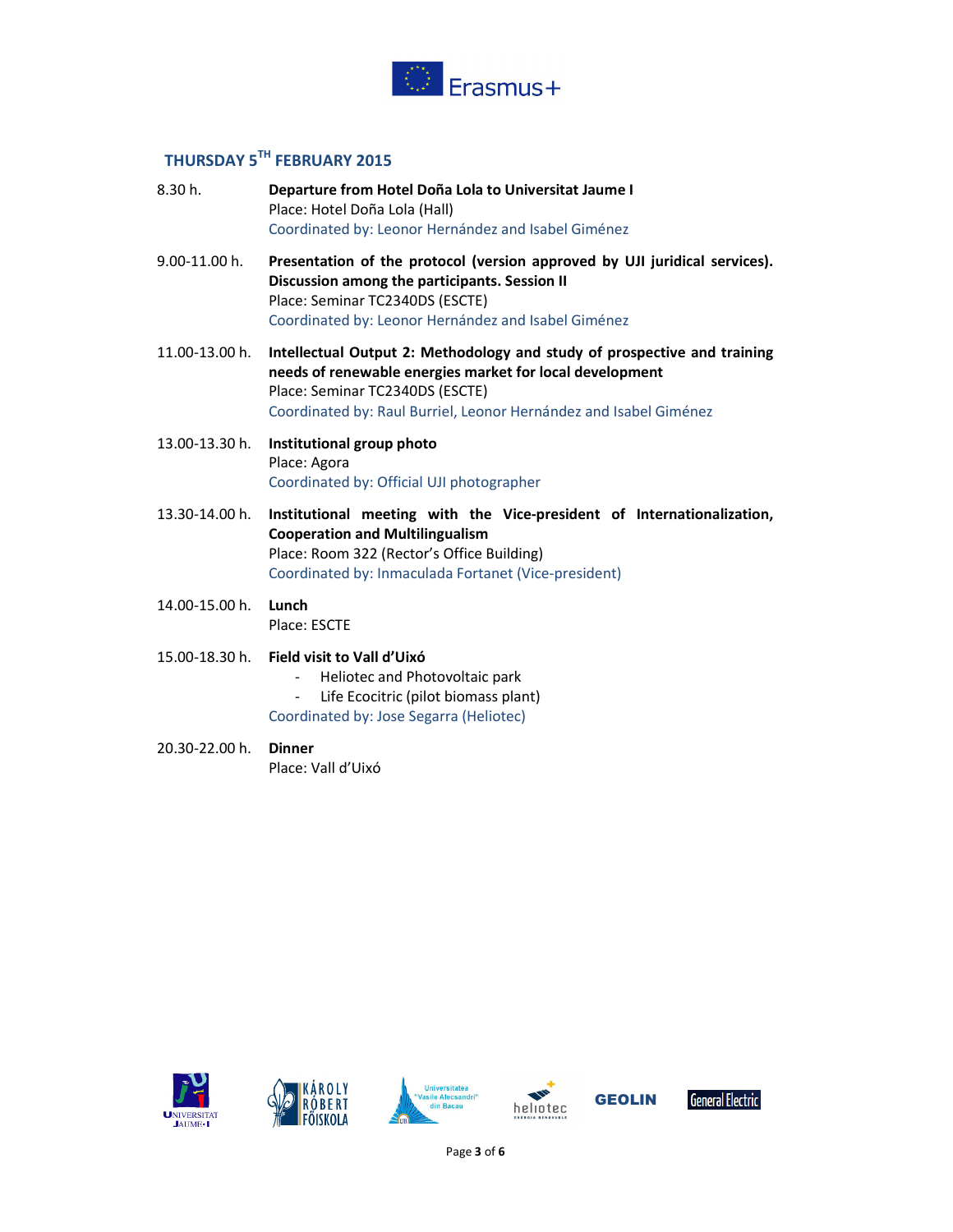## THURSDAY 5TH FEBRUARY 2015

8.30 h. **Departure from Hotel Doña Lola to Universitat Jaume I**
Place: Hotel Doña Lola (Hall)
Coordinated by: Leonor Hernández and Isabel Giménez

9.00-11.00 h. **Presentation of the protocol (version approved by UJI juridical services). Discussion among the participants. Session II**
Place: Seminar TC2340DS (ESCTE)
Coordinated by: Leonor Hernández and Isabel Giménez

11.00-13.00 h. **Intellectual Output 2: Methodology and study of prospective and training needs of renewable energies market for local development**
Place: Seminar TC2340DS (ESCTE)
Coordinated by: Raul Burriel, Leonor Hernández and Isabel Giménez

13.00-13.30 h. **Institutional group photo**
Place: Agora
Coordinated by: Official UJI photographer

13.30-14.00 h. **Institutional meeting with the Vice-president of Internationalization, Cooperation and Multilingualism**
Place: Room 322 (Rector's Office Building)
Coordinated by: Inmaculada Fortanet (Vice-president)

14.00-15.00 h. **Lunch**
Place: ESCTE

15.00-18.30 h. **Field visit to Vall d'Uixó**
- Heliotec and Photovoltaic park
- Life Ecocitric (pilot biomass plant)

Coordinated by: Jose Segarra (Heliotec)

20.30-22.00 h. **Dinner**
Place: Vall d'Uixó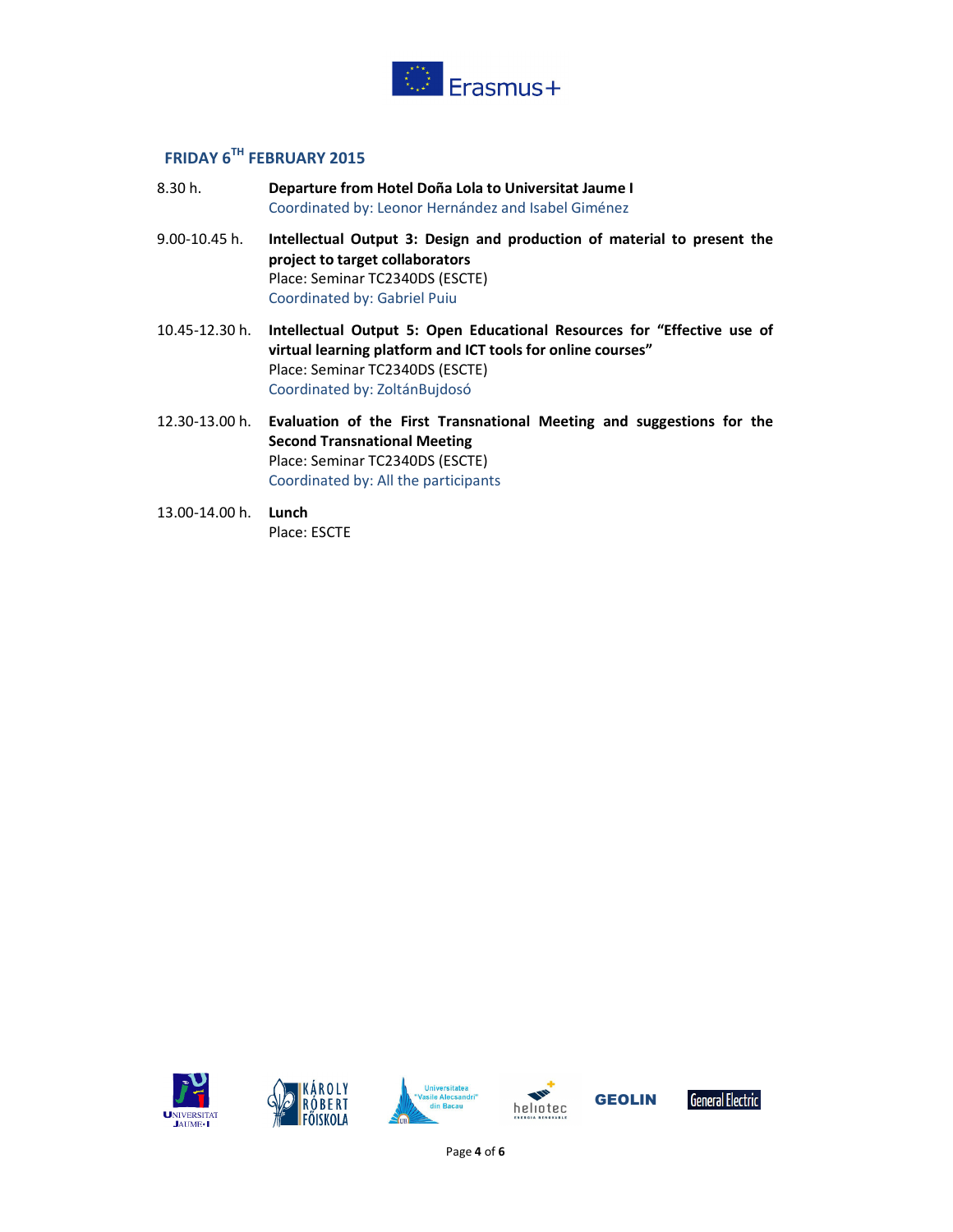## FRIDAY 6TH FEBRUARY 2015

8.30 h. **Departure from Hotel Doña Lola to Universitat Jaume I**
Coordinated by: Leonor Hernández and Isabel Giménez

9.00-10.45 h. **Intellectual Output 3: Design and production of material to present the project to target collaborators**
Place: Seminar TC2340DS (ESCTE)
Coordinated by: Gabriel Puiu

10.45-12.30 h. **Intellectual Output 5: Open Educational Resources for "Effective use of virtual learning platform and ICT tools for online courses"**
Place: Seminar TC2340DS (ESCTE)
Coordinated by: ZoltánBujdosó

12.30-13.00 h. **Evaluation of the First Transnational Meeting and suggestions for the Second Transnational Meeting**
Place: Seminar TC2340DS (ESCTE)
Coordinated by: All the participants

13.00-14.00 h. **Lunch**
Place: ESCTE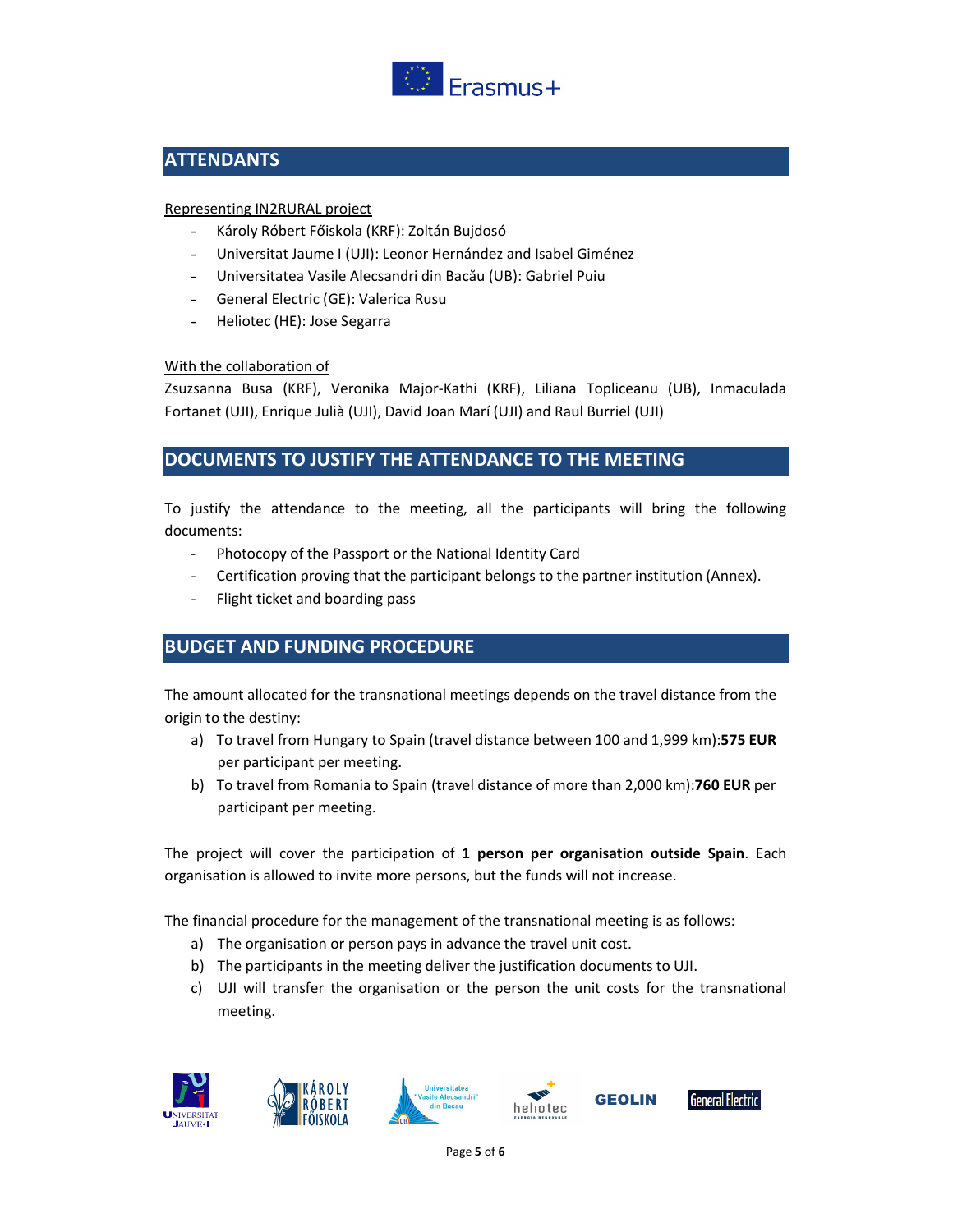## ATTENDANTS

Representing IN2RURAL project

- Károly Róbert Főiskola (KRF): Zoltán Bujdosó
- Universitat Jaume I (UJI): Leonor Hernández and Isabel Giménez
- Universitatea Vasile Alecsandri din Bacău (UB): Gabriel Puiu
- General Electric (GE): Valerica Rusu
- Heliotec (HE): Jose Segarra

With the collaboration of

Zsuzsanna Busa (KRF), Veronika Major-Kathi (KRF), Liliana Topliceanu (UB), Inmaculada Fortanet (UJI), Enrique Julià (UJI), David Joan Marí (UJI) and Raul Burriel (UJI)

## DOCUMENTS TO JUSTIFY THE ATTENDANCE TO THE MEETING

To justify the attendance to the meeting, all the participants will bring the following documents:

- Photocopy of the Passport or the National Identity Card
- Certification proving that the participant belongs to the partner institution (Annex).
- Flight ticket and boarding pass

## BUDGET AND FUNDING PROCEDURE

The amount allocated for the transnational meetings depends on the travel distance from the origin to the destiny:

a) To travel from Hungary to Spain (travel distance between 100 and 1,999 km):**575 EUR** per participant per meeting.
b) To travel from Romania to Spain (travel distance of more than 2,000 km):**760 EUR** per participant per meeting.

The project will cover the participation of **1 person per organisation outside Spain**. Each organisation is allowed to invite more persons, but the funds will not increase.

The financial procedure for the management of the transnational meeting is as follows:

a) The organisation or person pays in advance the travel unit cost.
b) The participants in the meeting deliver the justification documents to UJI.
c) UJI will transfer the organisation or the person the unit costs for the transnational meeting.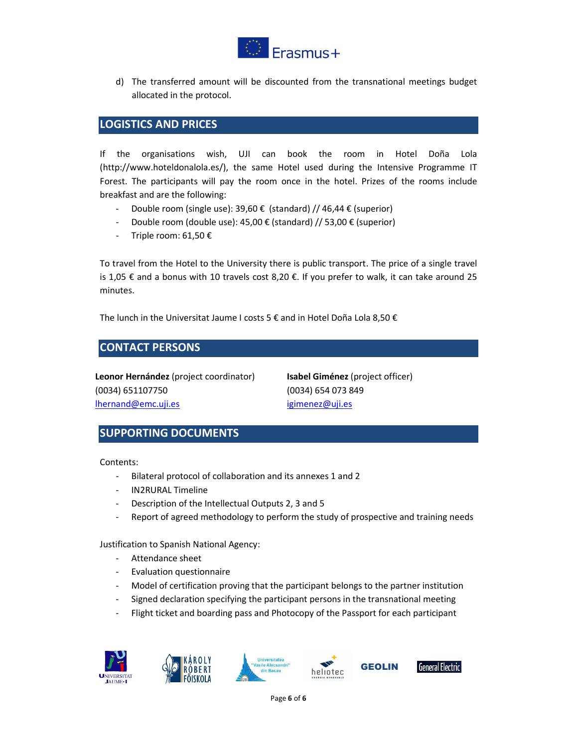d) The transferred amount will be discounted from the transnational meetings budget allocated in the protocol.

## LOGISTICS AND PRICES

If the organisations wish, UJI can book the room in Hotel Doña Lola (http://www.hoteldonalola.es/), the same Hotel used during the Intensive Programme IT Forest. The participants will pay the room once in the hotel. Prizes of the rooms include breakfast and are the following:

- Double room (single use): 39,60 € (standard) // 46,44 € (superior)
- Double room (double use): 45,00 € (standard) // 53,00 € (superior)
- Triple room: 61,50 €

To travel from the Hotel to the University there is public transport. The price of a single travel is 1,05 € and a bonus with 10 travels cost 8,20 €. If you prefer to walk, it can take around 25 minutes.

The lunch in the Universitat Jaume I costs 5 € and in Hotel Doña Lola 8,50 €

## CONTACT PERSONS

**Leonor Hernández** (project coordinator)
(0034) 651107750
lhernand@emc.uji.es

**Isabel Giménez** (project officer)
(0034) 654 073 849
igimenez@uji.es

## SUPPORTING DOCUMENTS

Contents:

- Bilateral protocol of collaboration and its annexes 1 and 2
- IN2RURAL Timeline
- Description of the Intellectual Outputs 2, 3 and 5
- Report of agreed methodology to perform the study of prospective and training needs

Justification to Spanish National Agency:

- Attendance sheet
- Evaluation questionnaire
- Model of certification proving that the participant belongs to the partner institution
- Signed declaration specifying the participant persons in the transnational meeting
- Flight ticket and boarding pass and Photocopy of the Passport for each participant